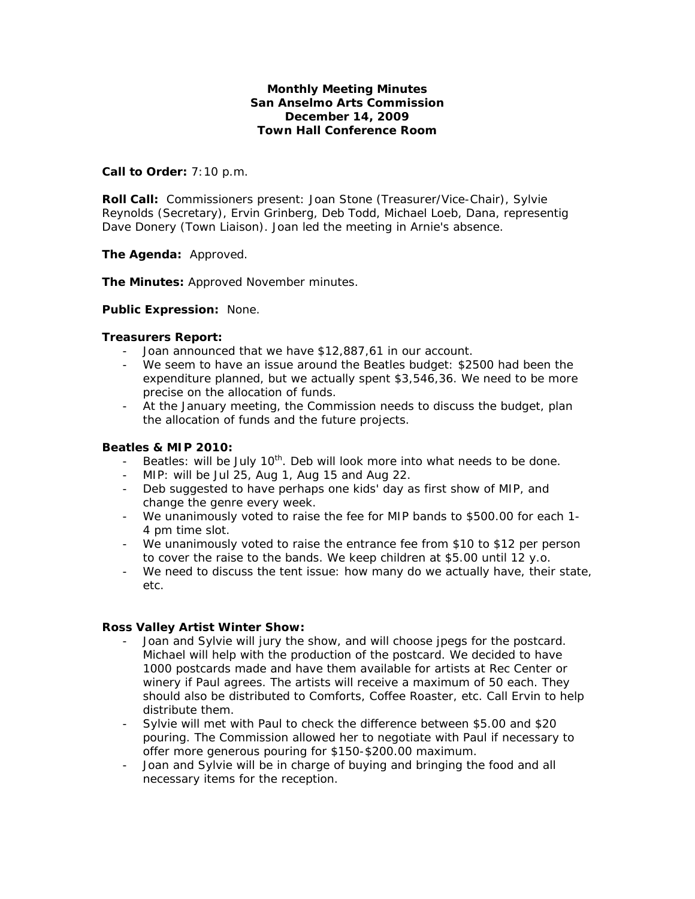**Monthly Meeting Minutes**
**San Anselmo Arts Commission**
**December 14, 2009**
**Town Hall Conference Room**

**Call to Order:** 7:10 p.m.

**Roll Call:** Commissioners present: Joan Stone (Treasurer/Vice-Chair), Sylvie Reynolds (Secretary), Ervin Grinberg, Deb Todd, Michael Loeb, Dana, representig Dave Donery (Town Liaison). Joan led the meeting in Arnie's absence.

**The Agenda:** Approved.

**The Minutes:** Approved November minutes.

**Public Expression:** None.

**Treasurers Report:**

- Joan announced that we have $12,887,61 in our account.
- We seem to have an issue around the Beatles budget: $2500 had been the expenditure planned, but we actually spent $3,546,36. We need to be more precise on the allocation of funds.
- At the January meeting, the Commission needs to discuss the budget, plan the allocation of funds and the future projects.

**Beatles & MIP 2010:**

- Beatles: will be July 10th. Deb will look more into what needs to be done.
- MIP: will be Jul 25, Aug 1, Aug 15 and Aug 22.
- Deb suggested to have perhaps one kids' day as first show of MIP, and change the genre every week.
- We unanimously voted to raise the fee for MIP bands to $500.00 for each 1-4 pm time slot.
- We unanimously voted to raise the entrance fee from $10 to $12 per person to cover the raise to the bands. We keep children at $5.00 until 12 y.o.
- We need to discuss the tent issue: how many do we actually have, their state, etc.

**Ross Valley Artist Winter Show:**

- Joan and Sylvie will jury the show, and will choose jpegs for the postcard. Michael will help with the production of the postcard. We decided to have 1000 postcards made and have them available for artists at Rec Center or winery if Paul agrees. The artists will receive a maximum of 50 each. They should also be distributed to Comforts, Coffee Roaster, etc. Call Ervin to help distribute them.
- Sylvie will met with Paul to check the difference between $5.00 and $20 pouring. The Commission allowed her to negotiate with Paul if necessary to offer more generous pouring for $150-$200.00 maximum.
- Joan and Sylvie will be in charge of buying and bringing the food and all necessary items for the reception.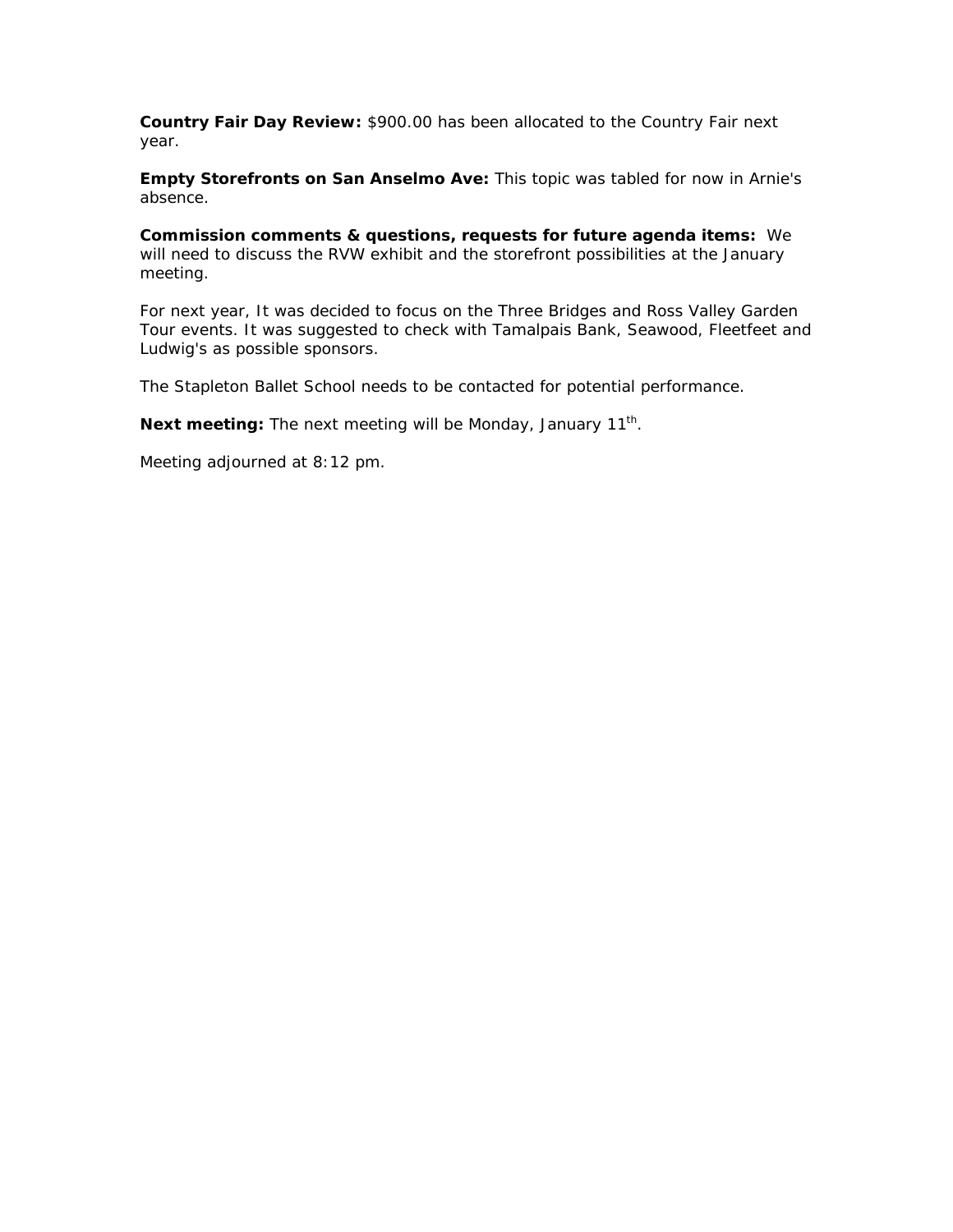**Country Fair Day Review:** $900.00 has been allocated to the Country Fair next year.

**Empty Storefronts on San Anselmo Ave:** This topic was tabled for now in Arnie's absence.

**Commission comments & questions, requests for future agenda items:** We will need to discuss the RVW exhibit and the storefront possibilities at the January meeting.

For next year, It was decided to focus on the Three Bridges and Ross Valley Garden Tour events. It was suggested to check with Tamalpais Bank, Seawood, Fleetfeet and Ludwig's as possible sponsors.

The Stapleton Ballet School needs to be contacted for potential performance.

**Next meeting:** The next meeting will be Monday, January 11th.

Meeting adjourned at 8:12 pm.